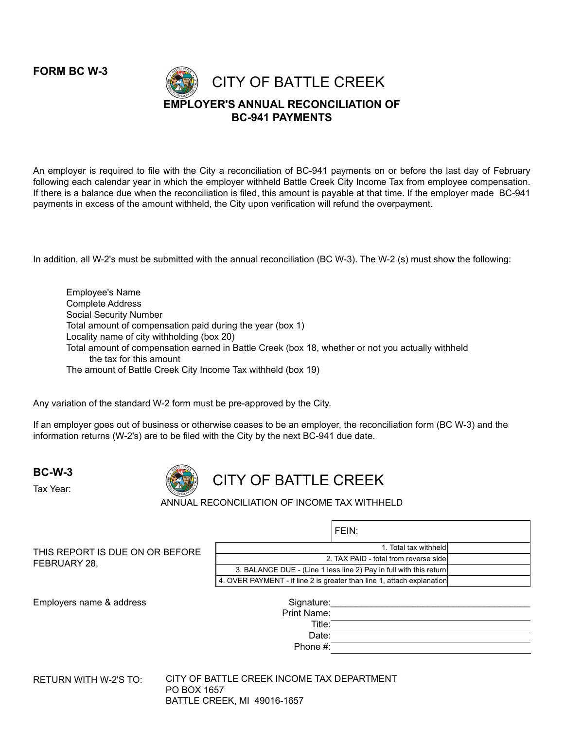**FORM BC W-3**

# CITY OF BATTLE CREEK

## EMPLOYER'S ANNUAL RECONCILIATION OF BC-941 PAYMENTS

An employer is required to file with the City a reconciliation of BC-941 payments on or before the last day of February following each calendar year in which the employer withheld Battle Creek City Income Tax from employee compensation. If there is a balance due when the reconciliation is filed, this amount is payable at that time. If the employer made BC-941 payments in excess of the amount withheld, the City upon verification will refund the overpayment.

In addition, all W-2's must be submitted with the annual reconciliation (BC W-3). The W-2 (s) must show the following:

- Employee's Name
- Complete Address
- Social Security Number
- Total amount of compensation paid during the year (box 1)
- Locality name of city withholding (box 20)
- Total amount of compensation earned in Battle Creek (box 18, whether or not you actually withheld the tax for this amount
- The amount of Battle Creek City Income Tax withheld (box 19)

Any variation of the standard W-2 form must be pre-approved by the City.

If an employer goes out of business or otherwise ceases to be an employer, the reconciliation form (BC W-3) and the information returns (W-2's) are to be filed with the City by the next BC-941 due date.

**BC-W-3**

Tax Year:

# CITY OF BATTLE CREEK

ANNUAL RECONCILIATION OF INCOME TAX WITHHELD

THIS REPORT IS DUE ON OR BEFORE FEBRUARY 28,

| FEIN: | |
|---|---|
| 1. Total tax withheld | |
| 2. TAX PAID - total from reverse side | |
| 3. BALANCE DUE - (Line 1 less line 2) Pay in full with this return | |
| 4. OVER PAYMENT - if line 2 is greater than line 1, attach explanation | |

Employers name & address

Signature:\_\_\_\_\_\_\_\_\_\_\_\_\_\_\_\_\_\_\_\_\_\_\_\_\_\_\_\_\_\_\_\_\_\_\_\_\_\_\_\_

Print Name:

Title:

Date:

Phone #:

RETURN WITH W-2'S TO:

CITY OF BATTLE CREEK INCOME TAX DEPARTMENT
PO BOX 1657
BATTLE CREEK, MI 49016-1657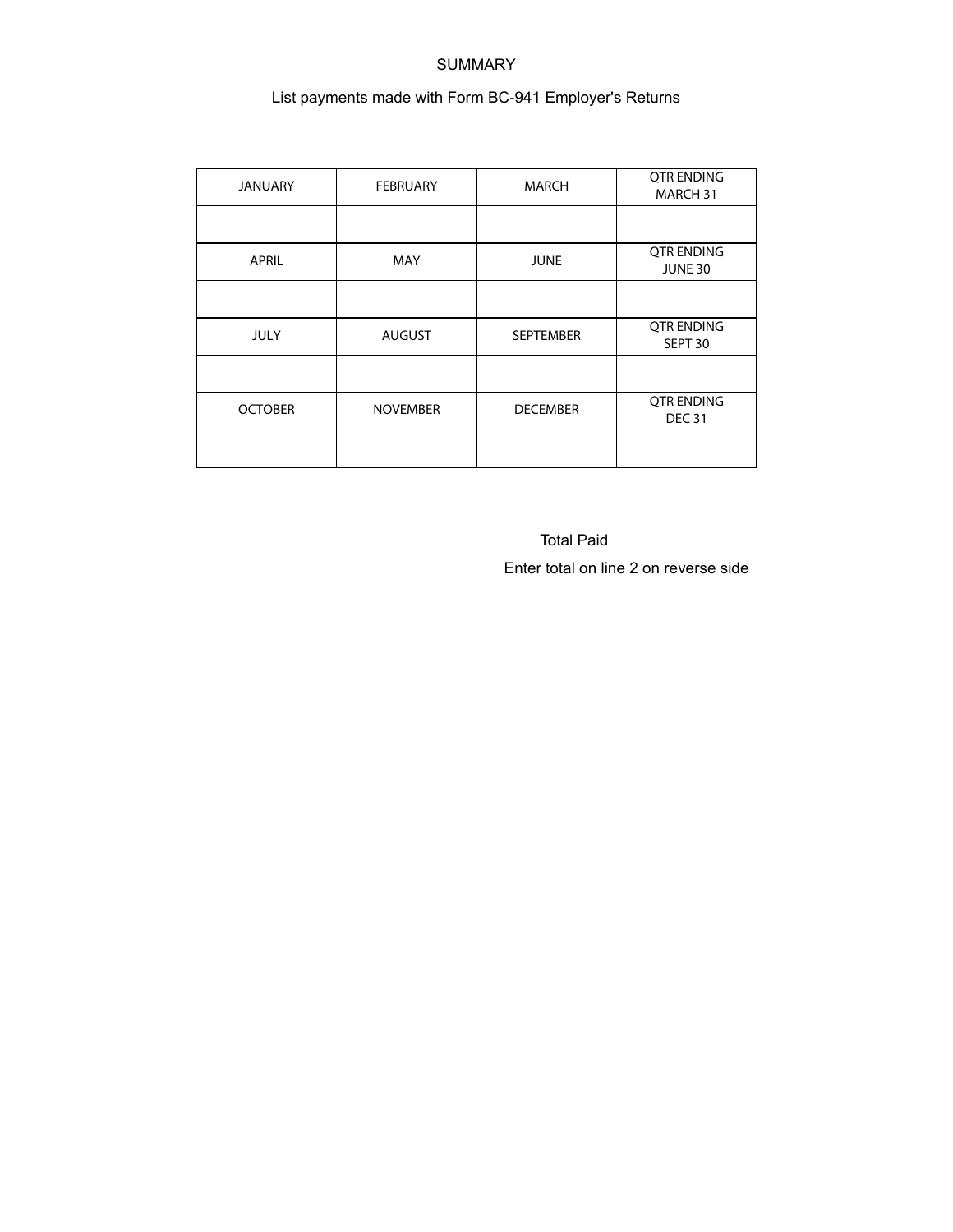# SUMMARY

List payments made with Form BC-941 Employer's Returns

| | | | |
|---|---|---|---|
| JANUARY | FEBRUARY | MARCH | QTR ENDING MARCH 31 |
| | | | |
| APRIL | MAY | JUNE | QTR ENDING JUNE 30 |
| | | | |
| JULY | AUGUST | SEPTEMBER | QTR ENDING SEPT 30 |
| | | | |
| OCTOBER | NOVEMBER | DECEMBER | QTR ENDING DEC 31 |
| | | | |

Total Paid

Enter total on line 2 on reverse side